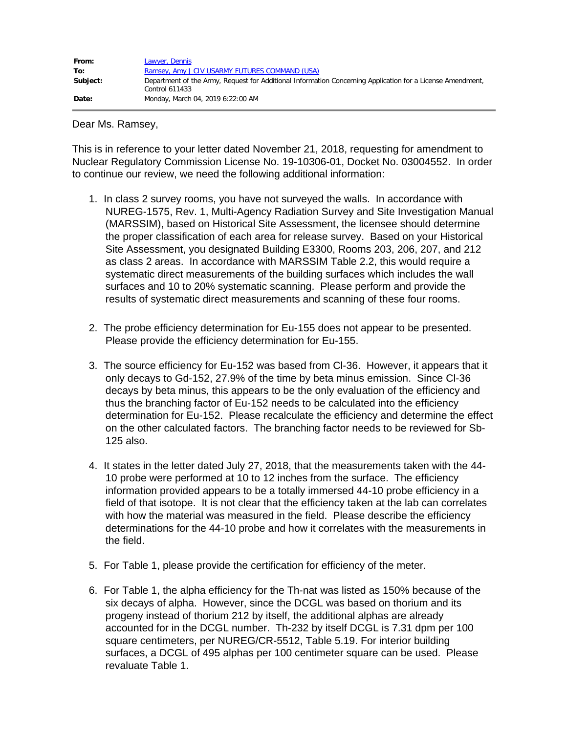| | |
|---|---|
| **From:** | Lawyer, Dennis |
| **To:** | Ramsey, Amy J CIV USARMY FUTURES COMMAND (USA) |
| **Subject:** | Department of the Army, Request for Additional Information Concerning Application for a License Amendment, Control 611433 |
| **Date:** | Monday, March 04, 2019 6:22:00 AM |

Dear Ms. Ramsey,

This is in reference to your letter dated November 21, 2018, requesting for amendment to Nuclear Regulatory Commission License No. 19-10306-01, Docket No. 03004552. In order to continue our review, we need the following additional information:

1. In class 2 survey rooms, you have not surveyed the walls. In accordance with NUREG-1575, Rev. 1, Multi-Agency Radiation Survey and Site Investigation Manual (MARSSIM), based on Historical Site Assessment, the licensee should determine the proper classification of each area for release survey. Based on your Historical Site Assessment, you designated Building E3300, Rooms 203, 206, 207, and 212 as class 2 areas. In accordance with MARSSIM Table 2.2, this would require a systematic direct measurements of the building surfaces which includes the wall surfaces and 10 to 20% systematic scanning. Please perform and provide the results of systematic direct measurements and scanning of these four rooms.

2. The probe efficiency determination for Eu-155 does not appear to be presented. Please provide the efficiency determination for Eu-155.

3. The source efficiency for Eu-152 was based from Cl-36. However, it appears that it only decays to Gd-152, 27.9% of the time by beta minus emission. Since Cl-36 decays by beta minus, this appears to be the only evaluation of the efficiency and thus the branching factor of Eu-152 needs to be calculated into the efficiency determination for Eu-152. Please recalculate the efficiency and determine the effect on the other calculated factors. The branching factor needs to be reviewed for Sb-125 also.

4. It states in the letter dated July 27, 2018, that the measurements taken with the 44-10 probe were performed at 10 to 12 inches from the surface. The efficiency information provided appears to be a totally immersed 44-10 probe efficiency in a field of that isotope. It is not clear that the efficiency taken at the lab can correlates with how the material was measured in the field. Please describe the efficiency determinations for the 44-10 probe and how it correlates with the measurements in the field.

5. For Table 1, please provide the certification for efficiency of the meter.

6. For Table 1, the alpha efficiency for the Th-nat was listed as 150% because of the six decays of alpha. However, since the DCGL was based on thorium and its progeny instead of thorium 212 by itself, the additional alphas are already accounted for in the DCGL number. Th-232 by itself DCGL is 7.31 dpm per 100 square centimeters, per NUREG/CR-5512, Table 5.19. For interior building surfaces, a DCGL of 495 alphas per 100 centimeter square can be used. Please revaluate Table 1.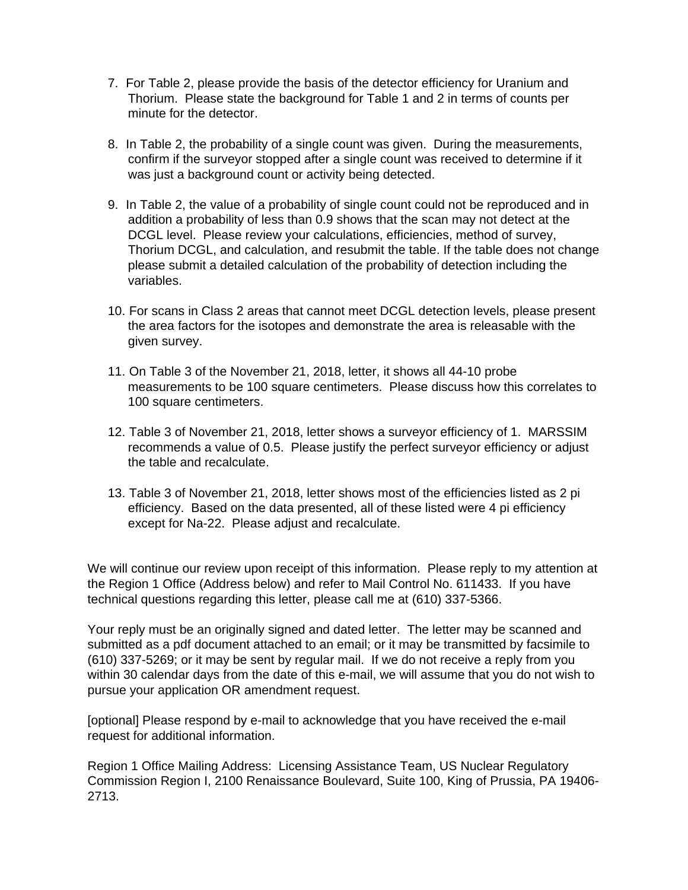7. For Table 2, please provide the basis of the detector efficiency for Uranium and Thorium. Please state the background for Table 1 and 2 in terms of counts per minute for the detector.

8. In Table 2, the probability of a single count was given. During the measurements, confirm if the surveyor stopped after a single count was received to determine if it was just a background count or activity being detected.

9. In Table 2, the value of a probability of single count could not be reproduced and in addition a probability of less than 0.9 shows that the scan may not detect at the DCGL level. Please review your calculations, efficiencies, method of survey, Thorium DCGL, and calculation, and resubmit the table. If the table does not change please submit a detailed calculation of the probability of detection including the variables.

10. For scans in Class 2 areas that cannot meet DCGL detection levels, please present the area factors for the isotopes and demonstrate the area is releasable with the given survey.

11. On Table 3 of the November 21, 2018, letter, it shows all 44-10 probe measurements to be 100 square centimeters. Please discuss how this correlates to 100 square centimeters.

12. Table 3 of November 21, 2018, letter shows a surveyor efficiency of 1. MARSSIM recommends a value of 0.5. Please justify the perfect surveyor efficiency or adjust the table and recalculate.

13. Table 3 of November 21, 2018, letter shows most of the efficiencies listed as 2 pi efficiency. Based on the data presented, all of these listed were 4 pi efficiency except for Na-22. Please adjust and recalculate.

We will continue our review upon receipt of this information. Please reply to my attention at the Region 1 Office (Address below) and refer to Mail Control No. 611433. If you have technical questions regarding this letter, please call me at (610) 337-5366.

Your reply must be an originally signed and dated letter. The letter may be scanned and submitted as a pdf document attached to an email; or it may be transmitted by facsimile to (610) 337-5269; or it may be sent by regular mail. If we do not receive a reply from you within 30 calendar days from the date of this e-mail, we will assume that you do not wish to pursue your application OR amendment request.

[optional] Please respond by e-mail to acknowledge that you have received the e-mail request for additional information.

Region 1 Office Mailing Address: Licensing Assistance Team, US Nuclear Regulatory Commission Region I, 2100 Renaissance Boulevard, Suite 100, King of Prussia, PA 19406-2713.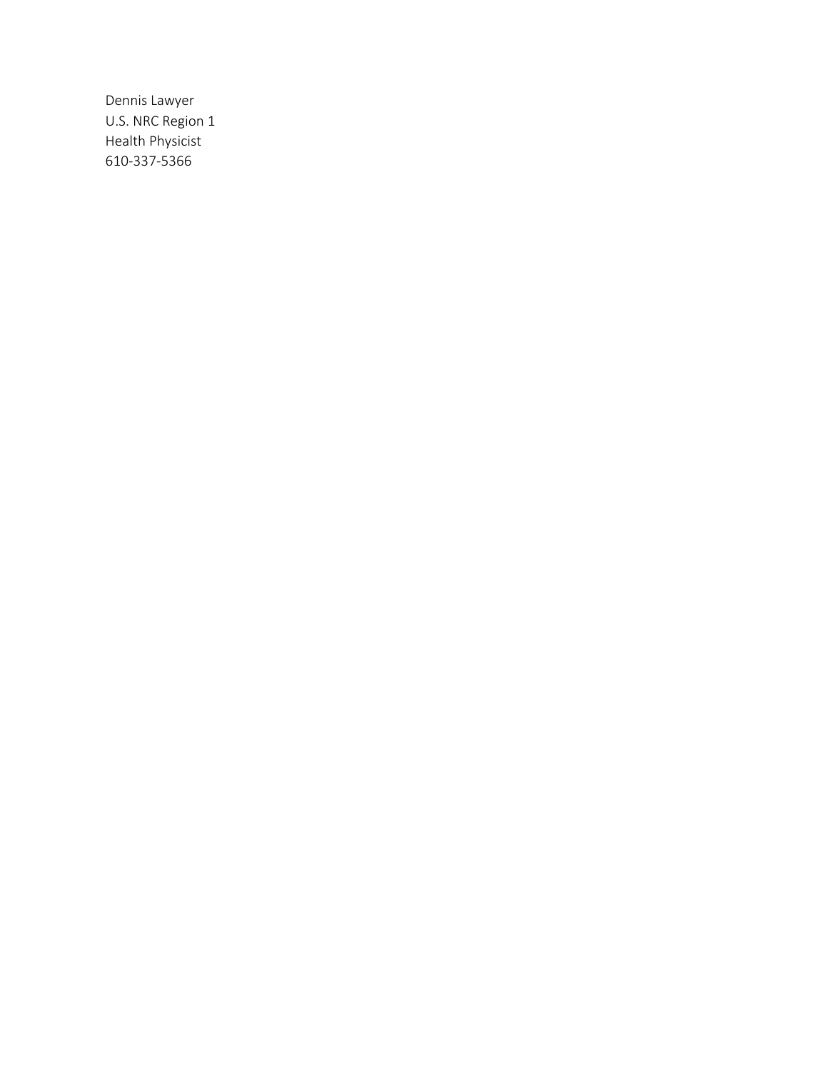Dennis Lawyer
U.S. NRC Region 1
Health Physicist
610-337-5366